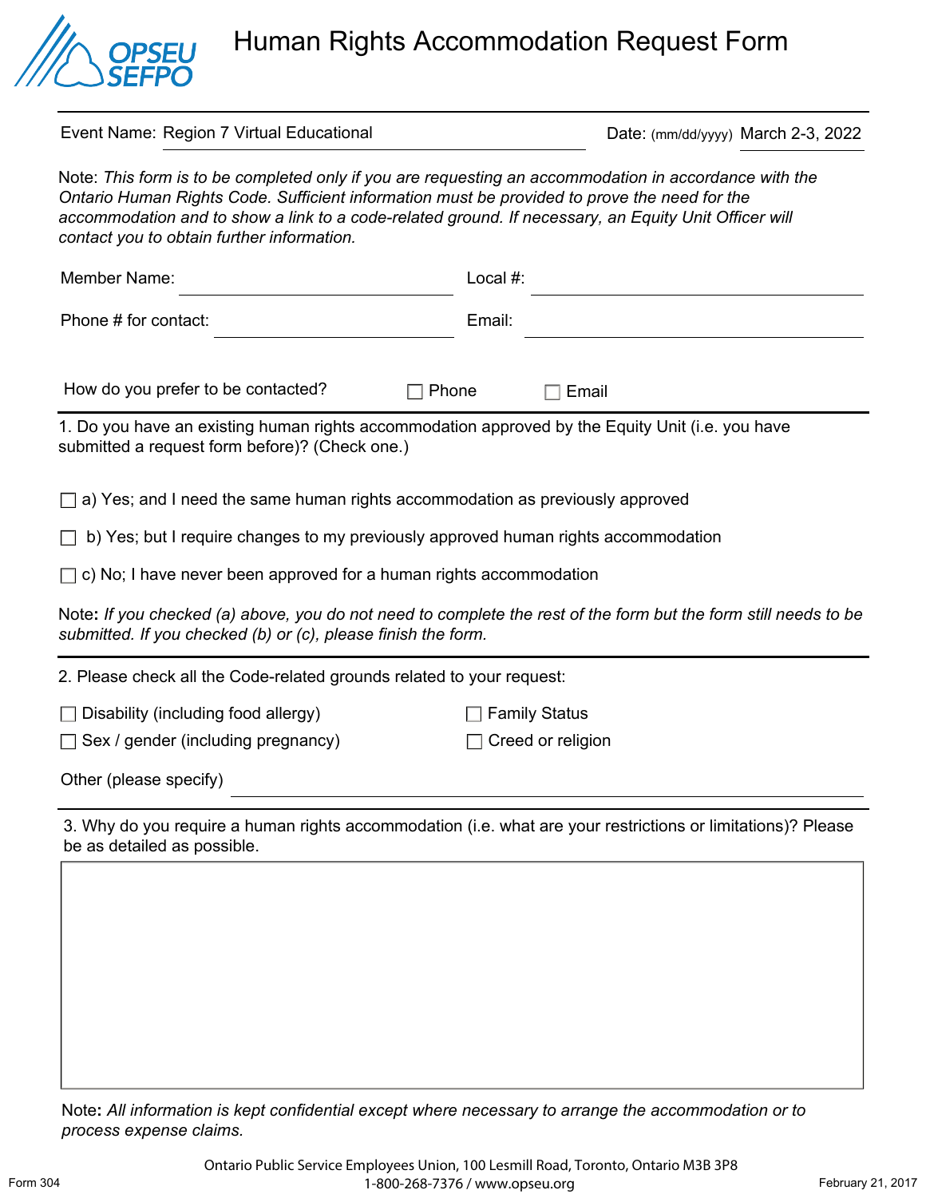OPSEU SEFPO

# Human Rights Accommodation Request Form

Event Name: Region 7 Virtual Educational

Date: (mm/dd/yyyy) March 2-3, 2022

Note: *This form is to be completed only if you are requesting an accommodation in accordance with the Ontario Human Rights Code. Sufficient information must be provided to prove the need for the accommodation and to show a link to a code-related ground. If necessary, an Equity Unit Officer will contact you to obtain further information.*

Member Name: ____________________ Local #: ____________________

Phone # for contact: ____________________ Email: ____________________

How do you prefer to be contacted? ☐ Phone ☐ Email

---

1. Do you have an existing human rights accommodation approved by the Equity Unit (i.e. you have submitted a request form before)? (Check one.)

☐ a) Yes; and I need the same human rights accommodation as previously approved

☐ b) Yes; but I require changes to my previously approved human rights accommodation

☐ c) No; I have never been approved for a human rights accommodation

Note**:** *If you checked (a) above, you do not need to complete the rest of the form but the form still needs to be submitted. If you checked (b) or (c), please finish the form.*

---

2. Please check all the Code-related grounds related to your request:

☐ Disability (including food allergy)

☐ Sex / gender (including pregnancy)

☐ Family Status

☐ Creed or religion

Other (please specify) ____________________

---

3. Why do you require a human rights accommodation (i.e. what are your restrictions or limitations)? Please be as detailed as possible.

Note**:** *All information is kept confidential except where necessary to arrange the accommodation or to process expense claims.*

Form 304

Ontario Public Service Employees Union, 100 Lesmill Road, Toronto, Ontario M3B 3P8
1-800-268-7376 / www.opseu.org

February 21, 2017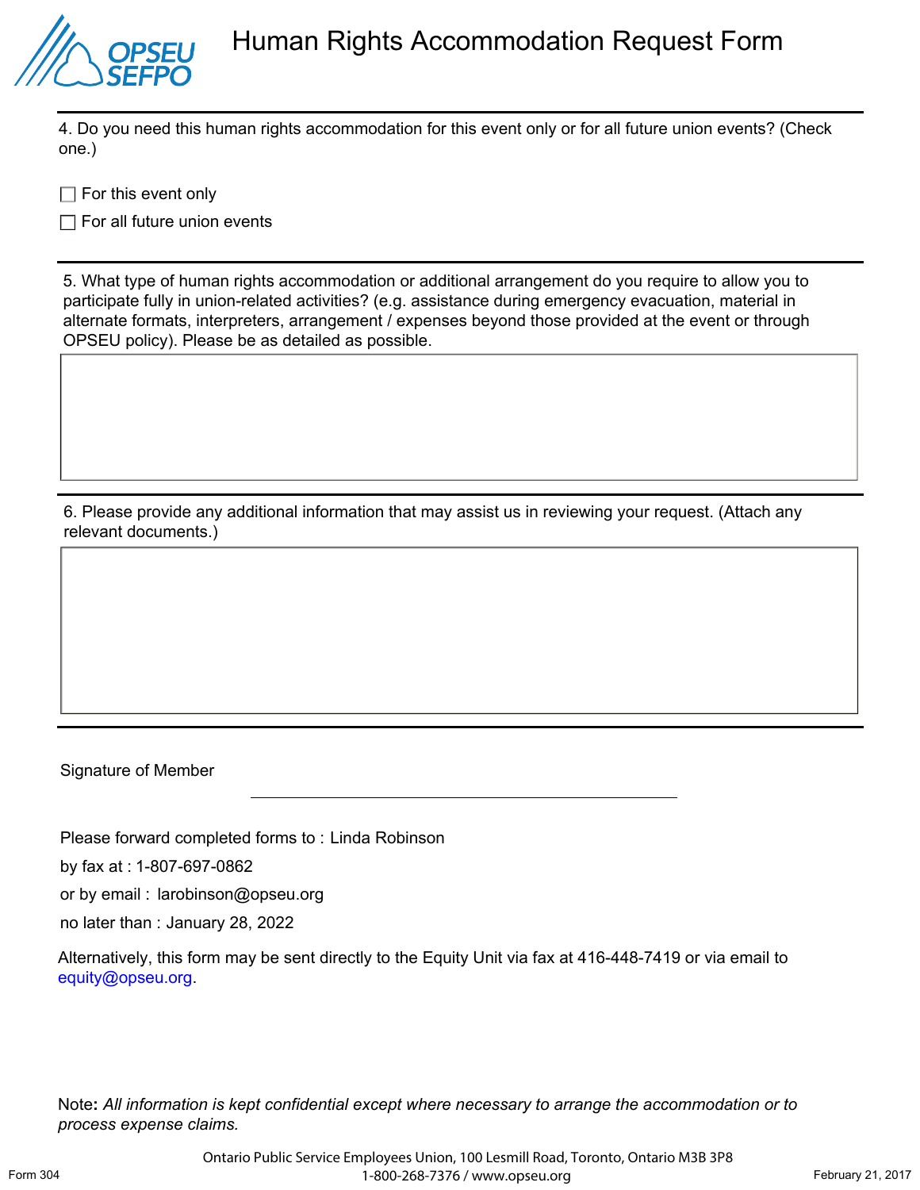# Human Rights Accommodation Request Form

4. Do you need this human rights accommodation for this event only or for all future union events? (Check one.)

- ☐ For this event only
- ☐ For all future union events

5. What type of human rights accommodation or additional arrangement do you require to allow you to participate fully in union-related activities? (e.g. assistance during emergency evacuation, material in alternate formats, interpreters, arrangement / expenses beyond those provided at the event or through OPSEU policy). Please be as detailed as possible.

6. Please provide any additional information that may assist us in reviewing your request. (Attach any relevant documents.)

Signature of Member ______________________________

Please forward completed forms to : Linda Robinson

by fax at : 1-807-697-0862

or by email : larobinson@opseu.org

no later than : January 28, 2022

Alternatively, this form may be sent directly to the Equity Unit via fax at 416-448-7419 or via email to equity@opseu.org.

Note**:** *All information is kept confidential except where necessary to arrange the accommodation or to process expense claims.*

Ontario Public Service Employees Union, 100 Lesmill Road, Toronto, Ontario M3B 3P8
1-800-268-7376 / www.opseu.org

Form 304

February 21, 2017